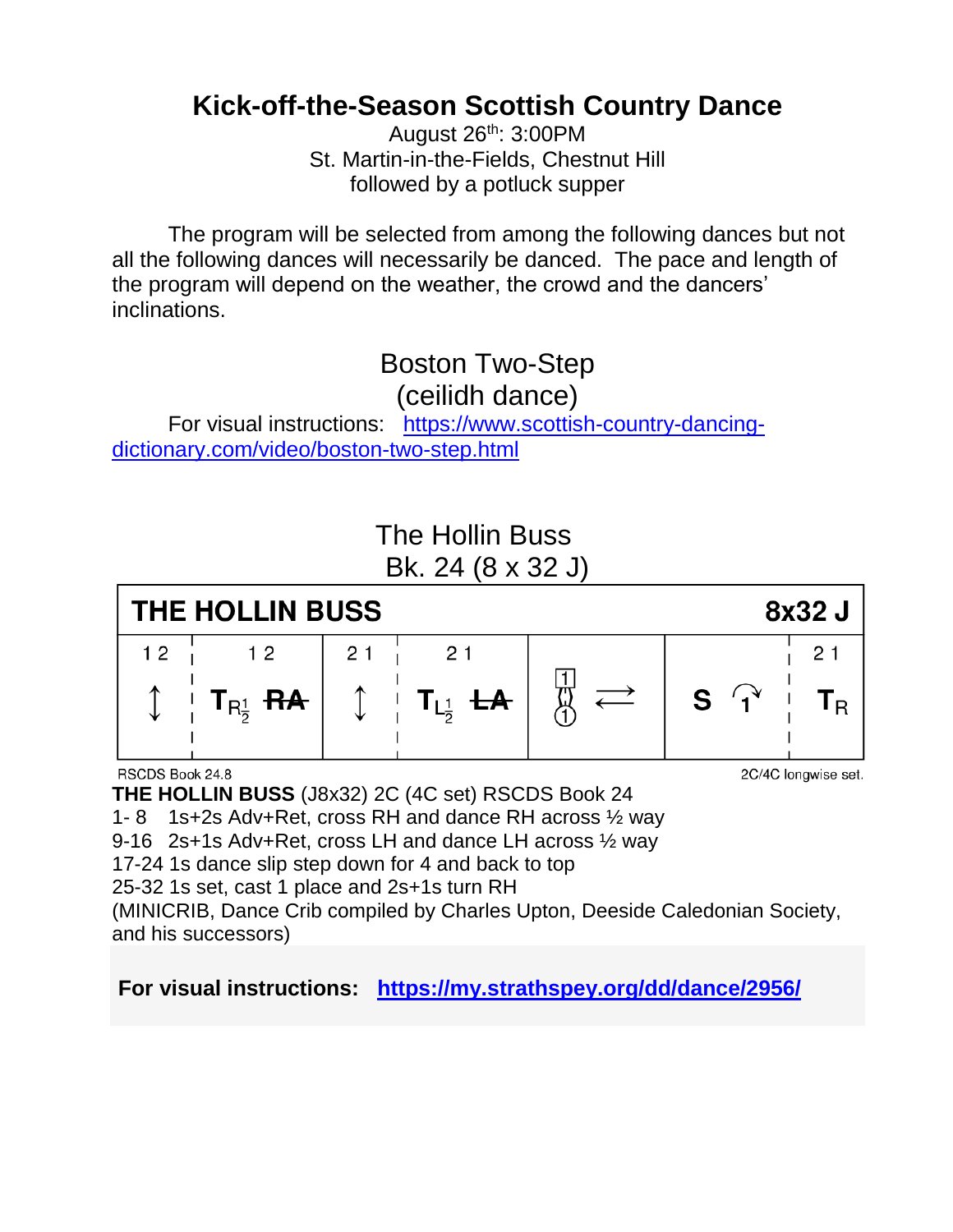# Kick-off-the-Season Scottish Country Dance

August 26th: 3:00PM
St. Martin-in-the-Fields, Chestnut Hill
followed by a potluck supper

The program will be selected from among the following dances but not all the following dances will necessarily be danced. The pace and length of the program will depend on the weather, the crowd and the dancers' inclinations.

## Boston Two-Step
## (ceilidh dance)

For visual instructions: https://www.scottish-country-dancing-dictionary.com/video/boston-two-step.html

## The Hollin Buss
## Bk. 24 (8 x 32 J)

| THE HOLLIN BUSS | | | | | | | 8x32 J |
|---|---|---|---|---|---|---|---|
| 1 2 | 1 2 | 2 1 | 2 1 | | | | 2 1 |
| ↕ | $T_{R\frac{1}{2}}$ ~~RA~~ | ↕ | $T_{L\frac{1}{2}}$ ~~LA~~ | 1 / 1 | ⇄ | S 1 (cast) | $T_R$ |

RSCDS Book 24.8 — 2C/4C longwise set.

**THE HOLLIN BUSS** (J8x32) 2C (4C set) RSCDS Book 24
1- 8 1s+2s Adv+Ret, cross RH and dance RH across ½ way
9-16 2s+1s Adv+Ret, cross LH and dance LH across ½ way
17-24 1s dance slip step down for 4 and back to top
25-32 1s set, cast 1 place and 2s+1s turn RH
(MINICRIB, Dance Crib compiled by Charles Upton, Deeside Caledonian Society, and his successors)

**For visual instructions: https://my.strathspey.org/dd/dance/2956/**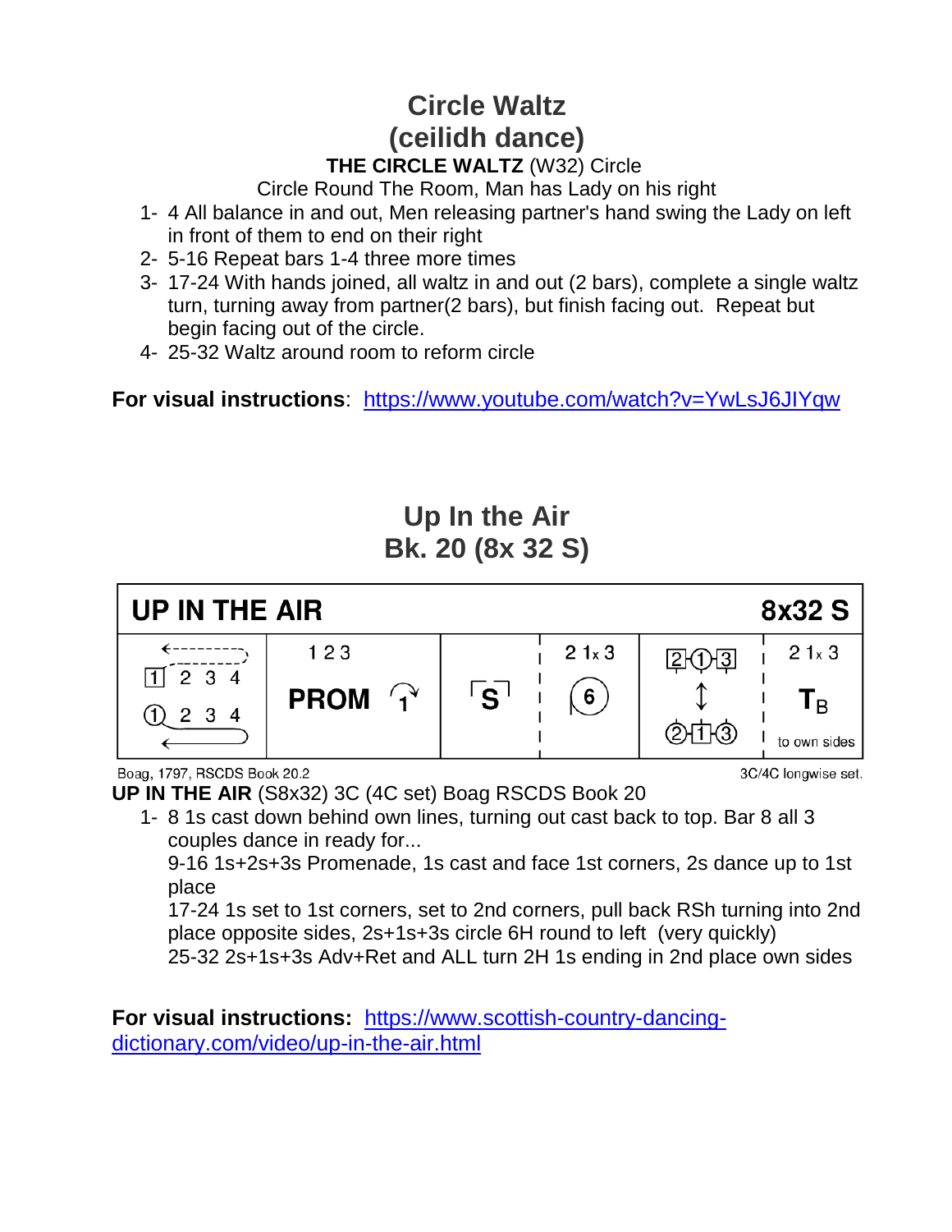# Circle Waltz
# (ceilidh dance)

**THE CIRCLE WALTZ** (W32) Circle

Circle Round The Room, Man has Lady on his right

1. 1- 4 All balance in and out, Men releasing partner's hand swing the Lady on left in front of them to end on their right
2. 5-16 Repeat bars 1-4 three more times
3. 17-24 With hands joined, all waltz in and out (2 bars), complete a single waltz turn, turning away from partner(2 bars), but finish facing out. Repeat but begin facing out of the circle.
4. 25-32 Waltz around room to reform circle

**For visual instructions**: https://www.youtube.com/watch?v=YwLsJ6JIYqw

# Up In the Air
# Bk. 20 (8x 32 S)

| UP IN THE AIR | | | | | 8x32 S |
|---|---|---|---|---|---|
| 1 2 3 4 / 1 2 3 4 | 1 2 3 PROM 1 | S | 2 1x 3 (6) | 2 1 3 ↕ 2 1 3 | 2 1x 3 $T_B$ to own sides |

Boag, 1797, RSCDS Book 20.2 — 3C/4C longwise set.

**UP IN THE AIR** (S8x32) 3C (4C set) Boag RSCDS Book 20

1. 8 1s cast down behind own lines, turning out cast back to top. Bar 8 all 3 couples dance in ready for...
   9-16 1s+2s+3s Promenade, 1s cast and face 1st corners, 2s dance up to 1st place
   17-24 1s set to 1st corners, set to 2nd corners, pull back RSh turning into 2nd place opposite sides, 2s+1s+3s circle 6H round to left (very quickly)
   25-32 2s+1s+3s Adv+Ret and ALL turn 2H 1s ending in 2nd place own sides

**For visual instructions:** https://www.scottish-country-dancing-dictionary.com/video/up-in-the-air.html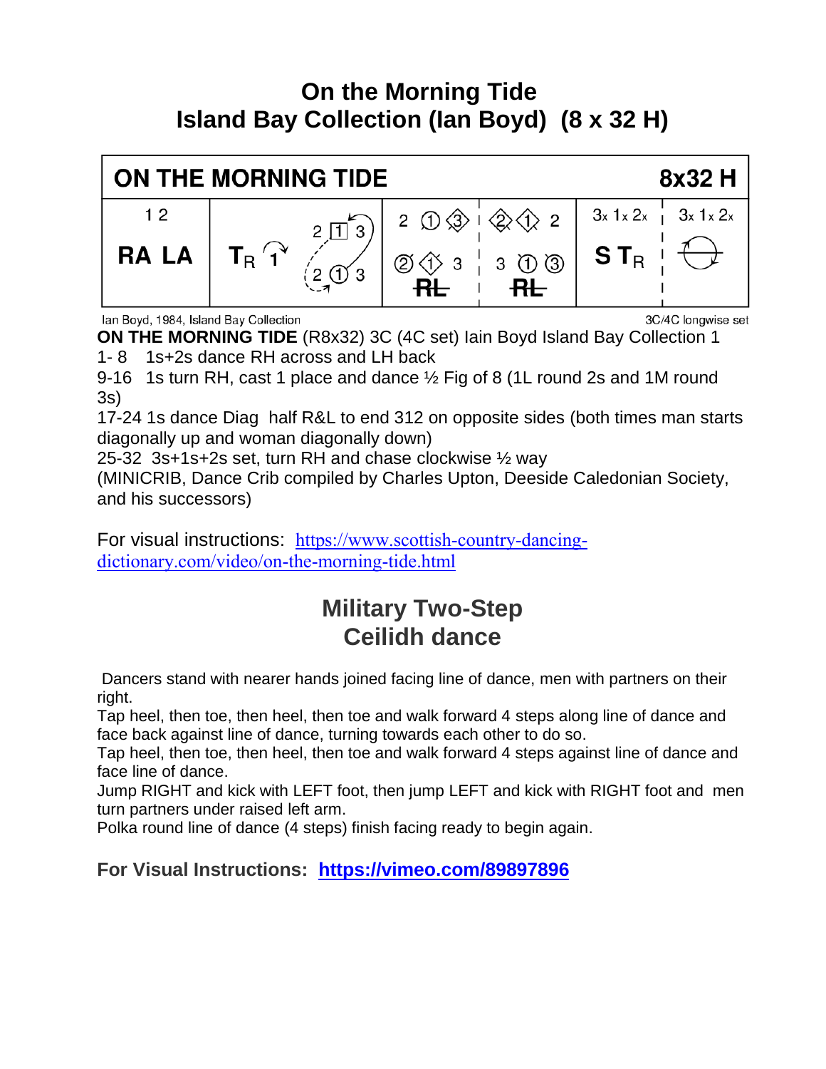# On the Morning Tide
# Island Bay Collection (Ian Boyd) (8 x 32 H)

| ON THE MORNING TIDE | | | | | 8x32 H |
|---|---|---|---|---|---|
| 1 2 RA LA | $T_R$ 1 / 2 [1] 3 / 2 ① 3 | 2 ① ③ / ② ① 3 / RL | ② ① 2 / 3 ① ③ / RL | 3x 1x 2x / S $T_R$ | 3x 1x 2x |

Ian Boyd, 1984, Island Bay Collection — 3C/4C longwise set

**ON THE MORNING TIDE** (R8x32) 3C (4C set) Iain Boyd Island Bay Collection 1

1- 8  1s+2s dance RH across and LH back

9-16  1s turn RH, cast 1 place and dance ½ Fig of 8 (1L round 2s and 1M round 3s)

17-24 1s dance Diag half R&L to end 312 on opposite sides (both times man starts diagonally up and woman diagonally down)

25-32  3s+1s+2s set, turn RH and chase clockwise ½ way

(MINICRIB, Dance Crib compiled by Charles Upton, Deeside Caledonian Society, and his successors)

For visual instructions: https://www.scottish-country-dancing-dictionary.com/video/on-the-morning-tide.html

## Military Two-Step
## Ceilidh dance

Dancers stand with nearer hands joined facing line of dance, men with partners on their right.

Tap heel, then toe, then heel, then toe and walk forward 4 steps along line of dance and face back against line of dance, turning towards each other to do so.

Tap heel, then toe, then heel, then toe and walk forward 4 steps against line of dance and face line of dance.

Jump RIGHT and kick with LEFT foot, then jump LEFT and kick with RIGHT foot and men turn partners under raised left arm.

Polka round line of dance (4 steps) finish facing ready to begin again.

**For Visual Instructions: https://vimeo.com/89897896**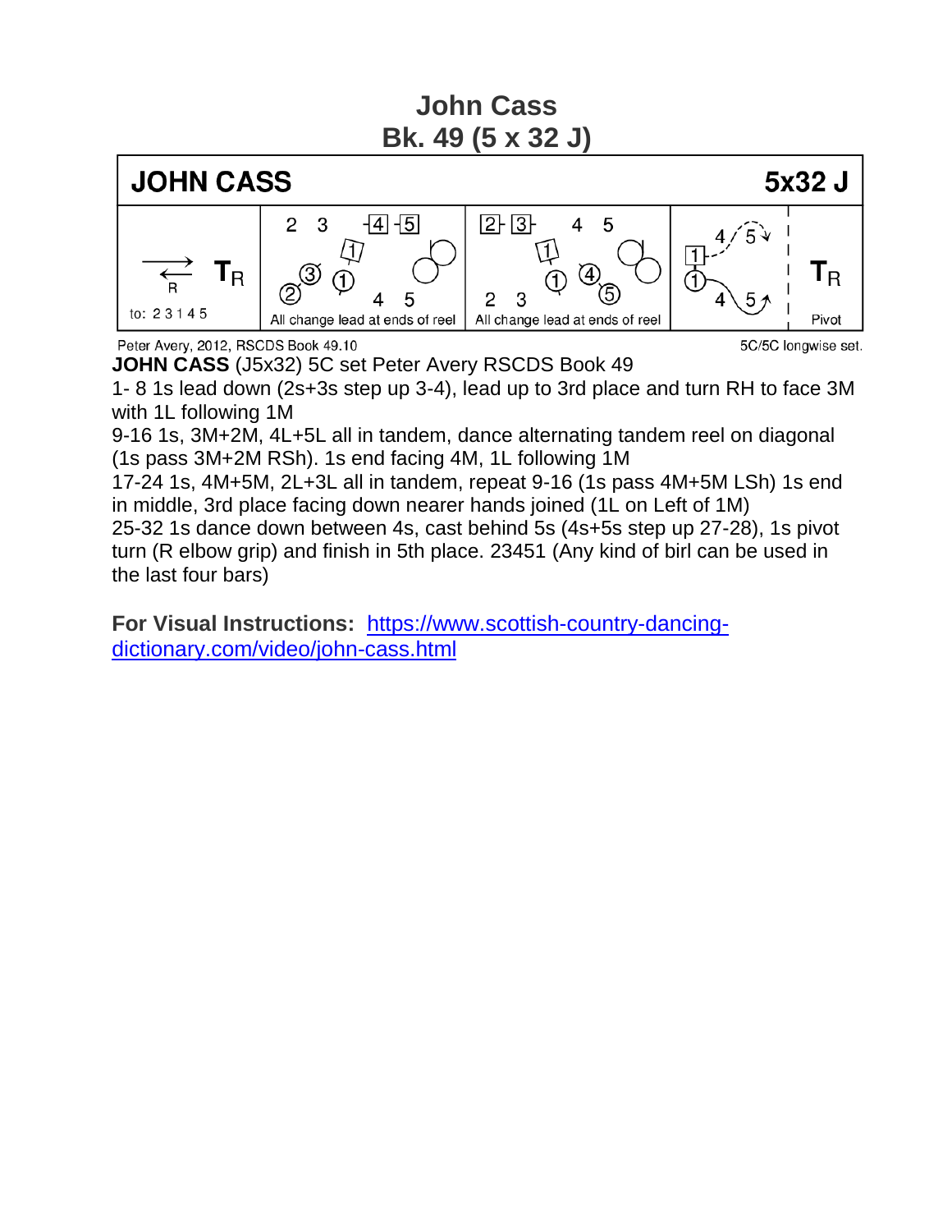# John Cass
## Bk. 49 (5 x 32 J)

| JOHN CASS | | | | 5x32 J |
|---|---|---|---|---|
| R T R to: 2 3 1 4 5 | 2 3 -4 -5 1 3 1 2 4 5 All change lead at ends of reel | 2- 3- 4 5 1 1 4 5 2 3 All change lead at ends of reel | 4 5 1- 1 4 5 | T R Pivot |

Peter Avery, 2012, RSCDS Book 49.10 — 5C/5C longwise set.

**JOHN CASS** (J5x32) 5C set Peter Avery RSCDS Book 49

1- 8 1s lead down (2s+3s step up 3-4), lead up to 3rd place and turn RH to face 3M with 1L following 1M

9-16 1s, 3M+2M, 4L+5L all in tandem, dance alternating tandem reel on diagonal (1s pass 3M+2M RSh). 1s end facing 4M, 1L following 1M

17-24 1s, 4M+5M, 2L+3L all in tandem, repeat 9-16 (1s pass 4M+5M LSh) 1s end in middle, 3rd place facing down nearer hands joined (1L on Left of 1M)

25-32 1s dance down between 4s, cast behind 5s (4s+5s step up 27-28), 1s pivot turn (R elbow grip) and finish in 5th place. 23451 (Any kind of birl can be used in the last four bars)

**For Visual Instructions:** [https://www.scottish-country-dancing-dictionary.com/video/john-cass.html](https://www.scottish-country-dancing-dictionary.com/video/john-cass.html)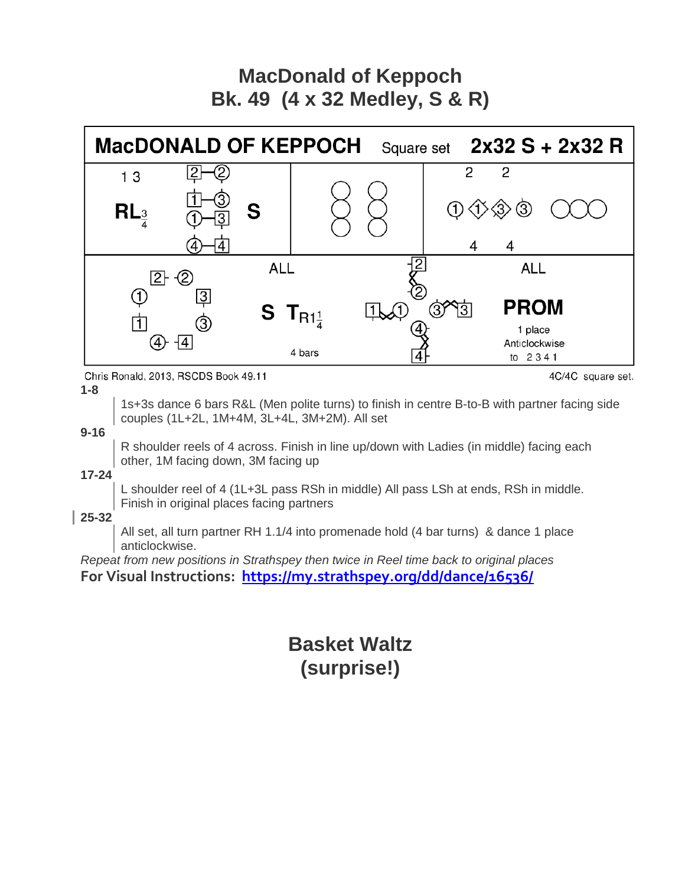# MacDonald of Keppoch
# Bk. 49 (4 x 32 Medley, S & R)

| MacDONALD OF KEPPOCH | Square set | 2x32 S + 2x32 R |
|---|---|---|
| 1 3 RL 3/4 S | | 2 2 / 4 4 |
| ALL S TR1 1/4 4 bars | | ALL PROM 1 place Anticlockwise to 2 3 4 1 |

Chris Ronald, 2013, RSCDS Book 49.11 — 4C/4C square set.

**1-8**

1s+3s dance 6 bars R&L (Men polite turns) to finish in centre B-to-B with partner facing side couples (1L+2L, 1M+4M, 3L+4L, 3M+2M). All set

**9-16**

R shoulder reels of 4 across. Finish in line up/down with Ladies (in middle) facing each other, 1M facing down, 3M facing up

**17-24**

L shoulder reel of 4 (1L+3L pass RSh in middle) All pass LSh at ends, RSh in middle. Finish in original places facing partners

**25-32**

All set, all turn partner RH 1.1/4 into promenade hold (4 bar turns) & dance 1 place anticlockwise.

*Repeat from new positions in Strathspey then twice in Reel time back to original places*

**For Visual Instructions: https://my.strathspey.org/dd/dance/16536/**

## Basket Waltz
## (surprise!)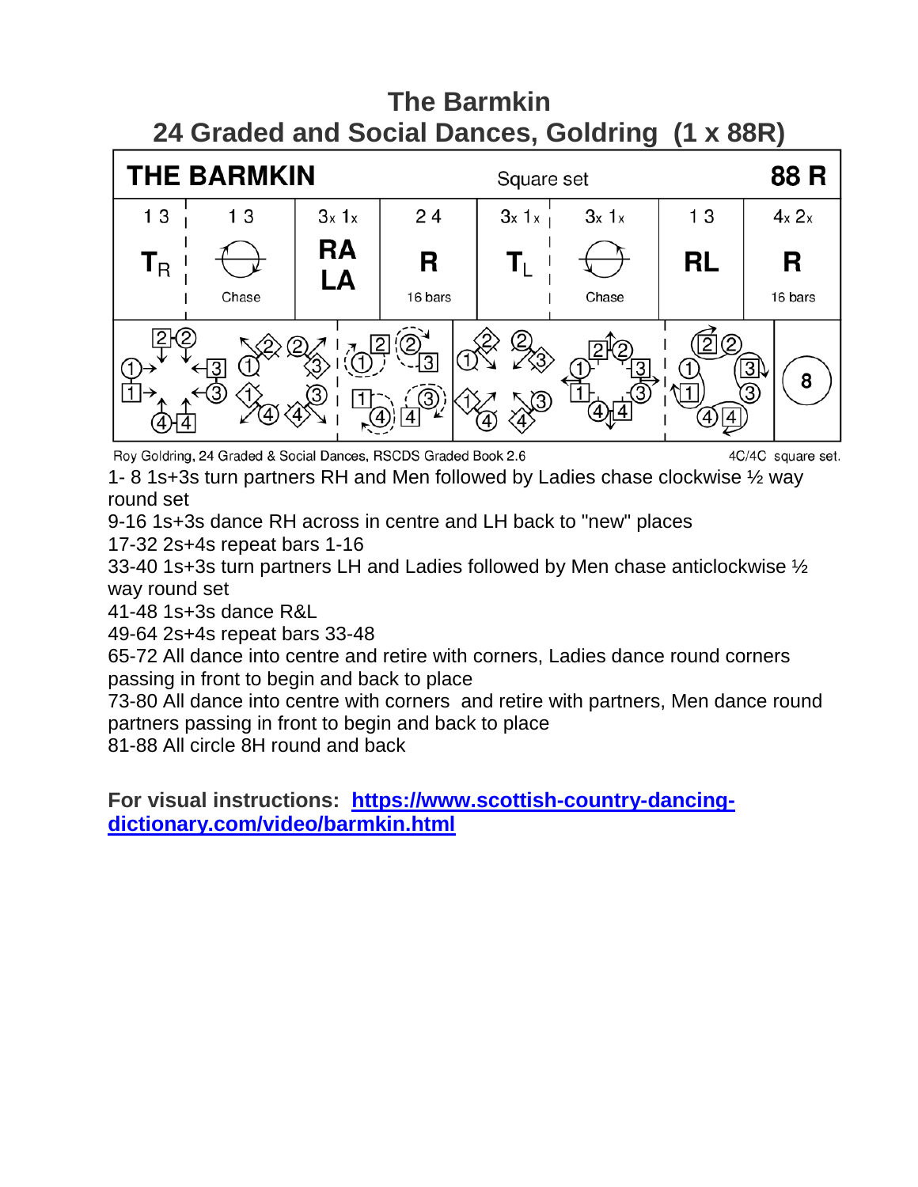# The Barmkin
# 24 Graded and Social Dances, Goldring (1 x 88R)

| THE BARMKIN | | | Square set | | | | 88 R |
|---|---|---|---|---|---|---|---|
| 1 3 | 1 3 | 3x 1x | 2 4 | 3x 1x | 3x 1x | 1 3 | 4x 2x |
| $T_R$ | Chase | RA LA | R 16 bars | $T_L$ | Chase | RL | R 16 bars |

Roy Goldring, 24 Graded & Social Dances, RSCDS Graded Book 2.6 — 4C/4C square set.

1- 8 1s+3s turn partners RH and Men followed by Ladies chase clockwise ½ way round set

9-16 1s+3s dance RH across in centre and LH back to "new" places

17-32 2s+4s repeat bars 1-16

33-40 1s+3s turn partners LH and Ladies followed by Men chase anticlockwise ½ way round set

41-48 1s+3s dance R&L

49-64 2s+4s repeat bars 33-48

65-72 All dance into centre and retire with corners, Ladies dance round corners passing in front to begin and back to place

73-80 All dance into centre with corners and retire with partners, Men dance round partners passing in front to begin and back to place

81-88 All circle 8H round and back

**For visual instructions: [https://www.scottish-country-dancing-dictionary.com/video/barmkin.html](https://www.scottish-country-dancing-dictionary.com/video/barmkin.html)**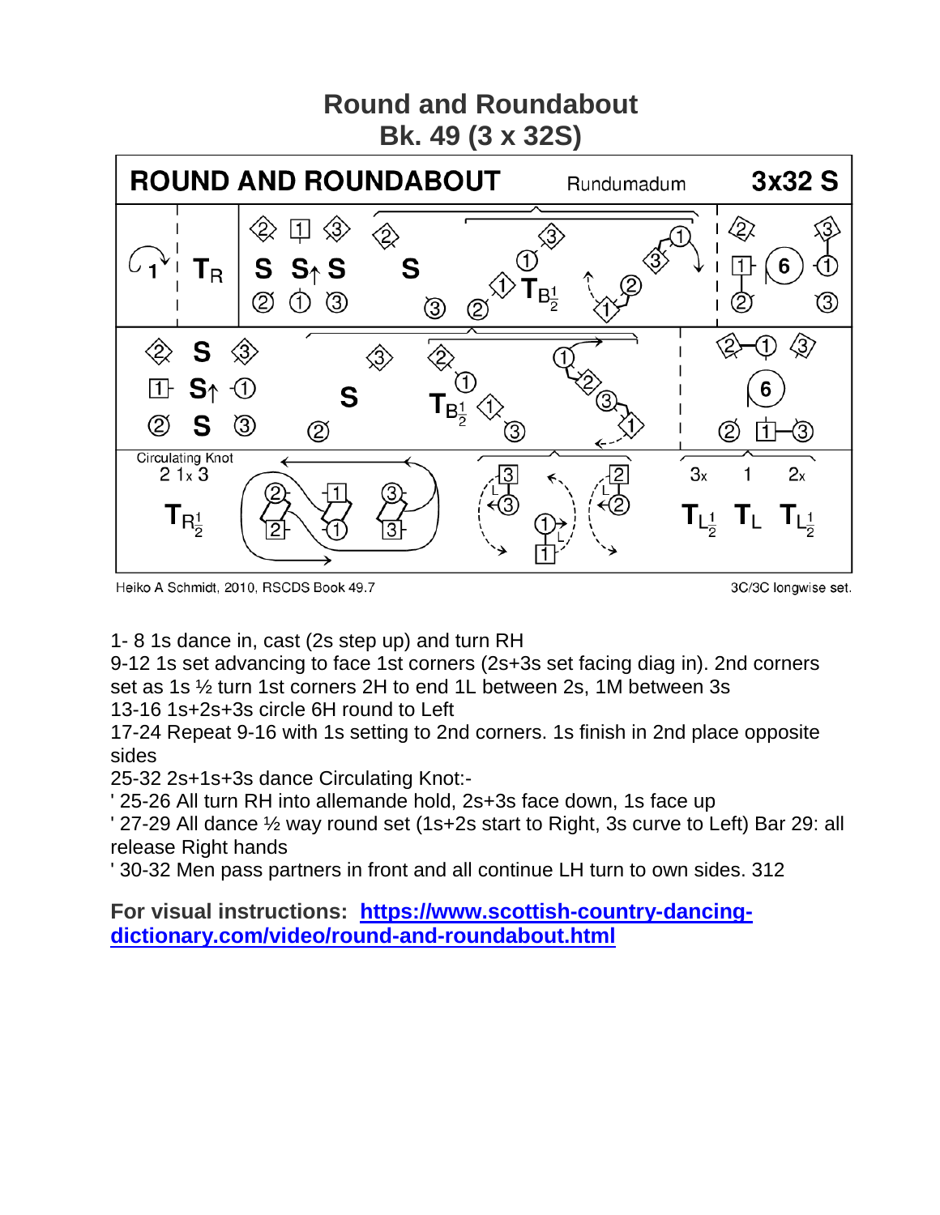# Round and Roundabout
## Bk. 49 (3 x 32S)

1- 8 1s dance in, cast (2s step up) and turn RH

9-12 1s set advancing to face 1st corners (2s+3s set facing diag in). 2nd corners set as 1s ½ turn 1st corners 2H to end 1L between 2s, 1M between 3s

13-16 1s+2s+3s circle 6H round to Left

17-24 Repeat 9-16 with 1s setting to 2nd corners. 1s finish in 2nd place opposite sides

25-32 2s+1s+3s dance Circulating Knot:-

' 25-26 All turn RH into allemande hold, 2s+3s face down, 1s face up

' 27-29 All dance ½ way round set (1s+2s start to Right, 3s curve to Left) Bar 29: all release Right hands

' 30-32 Men pass partners in front and all continue LH turn to own sides. 312

**For visual instructions: [https://www.scottish-country-dancing-dictionary.com/video/round-and-roundabout.html](https://www.scottish-country-dancing-dictionary.com/video/round-and-roundabout.html)**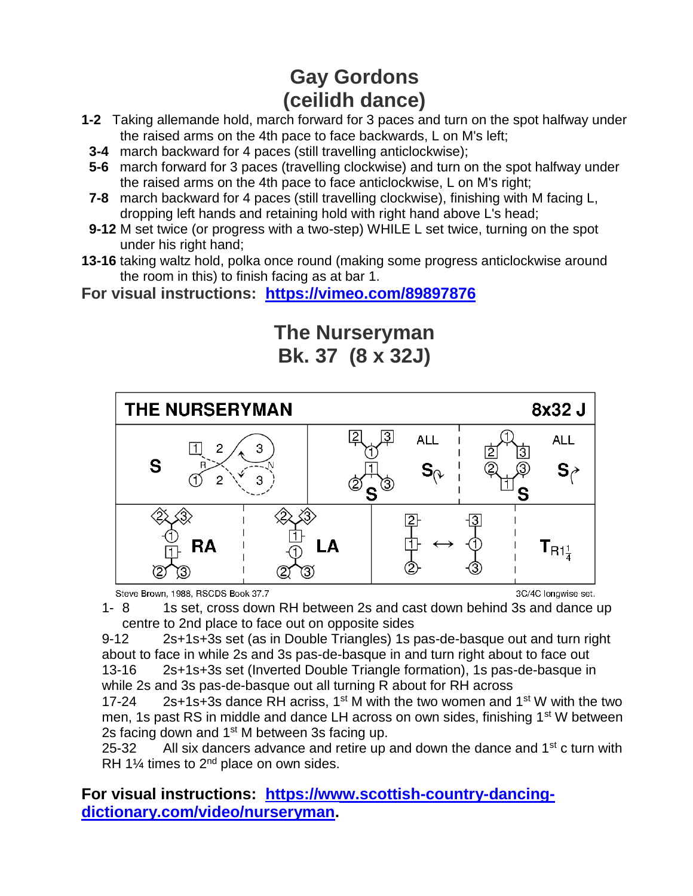# Gay Gordons
# (ceilidh dance)

**1-2** Taking allemande hold, march forward for 3 paces and turn on the spot halfway under the raised arms on the 4th pace to face backwards, L on M's left;

**3-4** march backward for 4 paces (still travelling anticlockwise);

**5-6** march forward for 3 paces (travelling clockwise) and turn on the spot halfway under the raised arms on the 4th pace to face anticlockwise, L on M's right;

**7-8** march backward for 4 paces (still travelling clockwise), finishing with M facing L, dropping left hands and retaining hold with right hand above L's head;

**9-12** M set twice (or progress with a two-step) WHILE L set twice, turning on the spot under his right hand;

**13-16** taking waltz hold, polka once round (making some progress anticlockwise around the room in this) to finish facing as at bar 1.

**For visual instructions: https://vimeo.com/89897876**

# The Nurseryman
# Bk. 37 (8 x 32J)

THE NURSERYMAN — 8x32 J

Steve Brown, 1988, RSCDS Book 37.7 — 3C/4C longwise set.

1- 8 1s set, cross down RH between 2s and cast down behind 3s and dance up centre to 2nd place to face out on opposite sides

9-12 2s+1s+3s set (as in Double Triangles) 1s pas-de-basque out and turn right about to face in while 2s and 3s pas-de-basque in and turn right about to face out

13-16 2s+1s+3s set (Inverted Double Triangle formation), 1s pas-de-basque in while 2s and 3s pas-de-basque out all turning R about for RH across

17-24 2s+1s+3s dance RH acriss, 1st M with the two women and 1st W with the two men, 1s past RS in middle and dance LH across on own sides, finishing 1st W between 2s facing down and 1st M between 3s facing up.

25-32 All six dancers advance and retire up and down the dance and 1st c turn with RH 1¼ times to 2nd place on own sides.

**For visual instructions: https://www.scottish-country-dancing-dictionary.com/video/nurseryman.**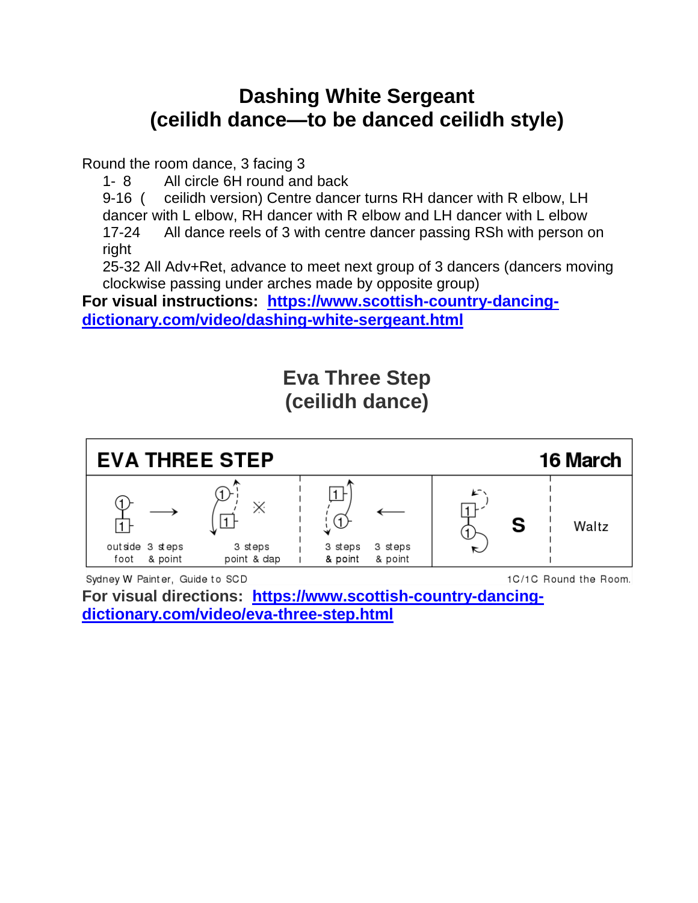# Dashing White Sergeant
# (ceilidh dance—to be danced ceilidh style)

Round the room dance, 3 facing 3

- 1- 8 All circle 6H round and back
- 9-16 ( ceilidh version) Centre dancer turns RH dancer with R elbow, LH dancer with L elbow, RH dancer with R elbow and LH dancer with L elbow
- 17-24 All dance reels of 3 with centre dancer passing RSh with person on right
- 25-32 All Adv+Ret, advance to meet next group of 3 dancers (dancers moving clockwise passing under arches made by opposite group)

**For visual instructions: https://www.scottish-country-dancing-dictionary.com/video/dashing-white-sergeant.html**

# Eva Three Step
# (ceilidh dance)

| EVA THREE STEP | | | | 16 March |
|---|---|---|---|---|
| outside foot 3 steps & point | 3 steps point & clap | 3 steps & point 3 steps & point | S | Waltz |

Sydney W Painter, Guide to SCD — 1C/1C Round the Room.

**For visual directions: https://www.scottish-country-dancing-dictionary.com/video/eva-three-step.html**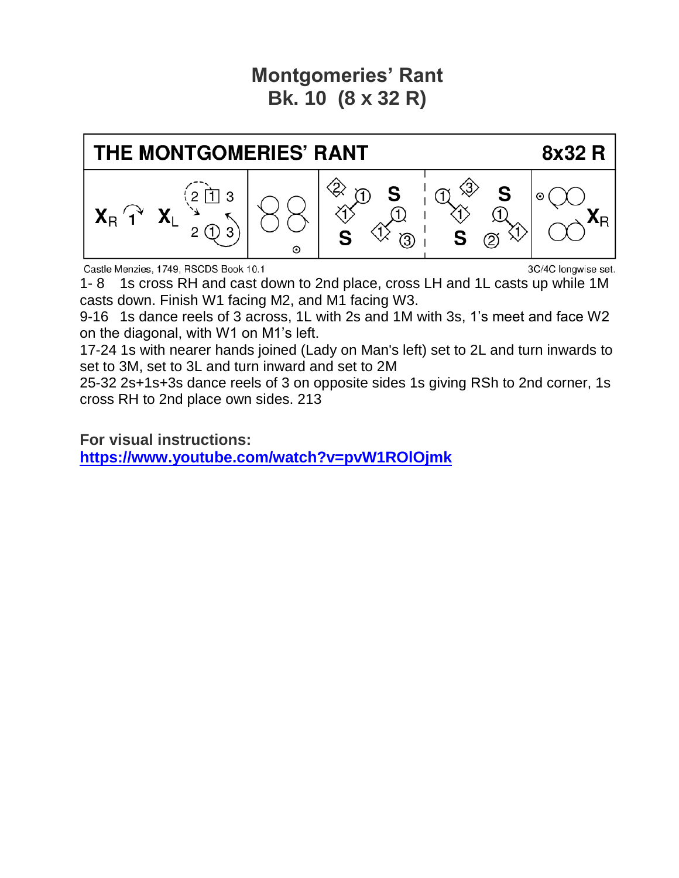# Montgomeries' Rant
## Bk. 10 (8 x 32 R)

THE MONTGOMERIES' RANT 8x32 R

Castle Menzies, 1749, RSCDS Book 10.1

3C/4C longwise set.

1- 8 1s cross RH and cast down to 2nd place, cross LH and 1L casts up while 1M casts down. Finish W1 facing M2, and M1 facing W3.

9-16 1s dance reels of 3 across, 1L with 2s and 1M with 3s, 1's meet and face W2 on the diagonal, with W1 on M1's left.

17-24 1s with nearer hands joined (Lady on Man's left) set to 2L and turn inwards to set to 3M, set to 3L and turn inward and set to 2M

25-32 2s+1s+3s dance reels of 3 on opposite sides 1s giving RSh to 2nd corner, 1s cross RH to 2nd place own sides. 213

**For visual instructions:**
**https://www.youtube.com/watch?v=pvW1ROlOjmk**